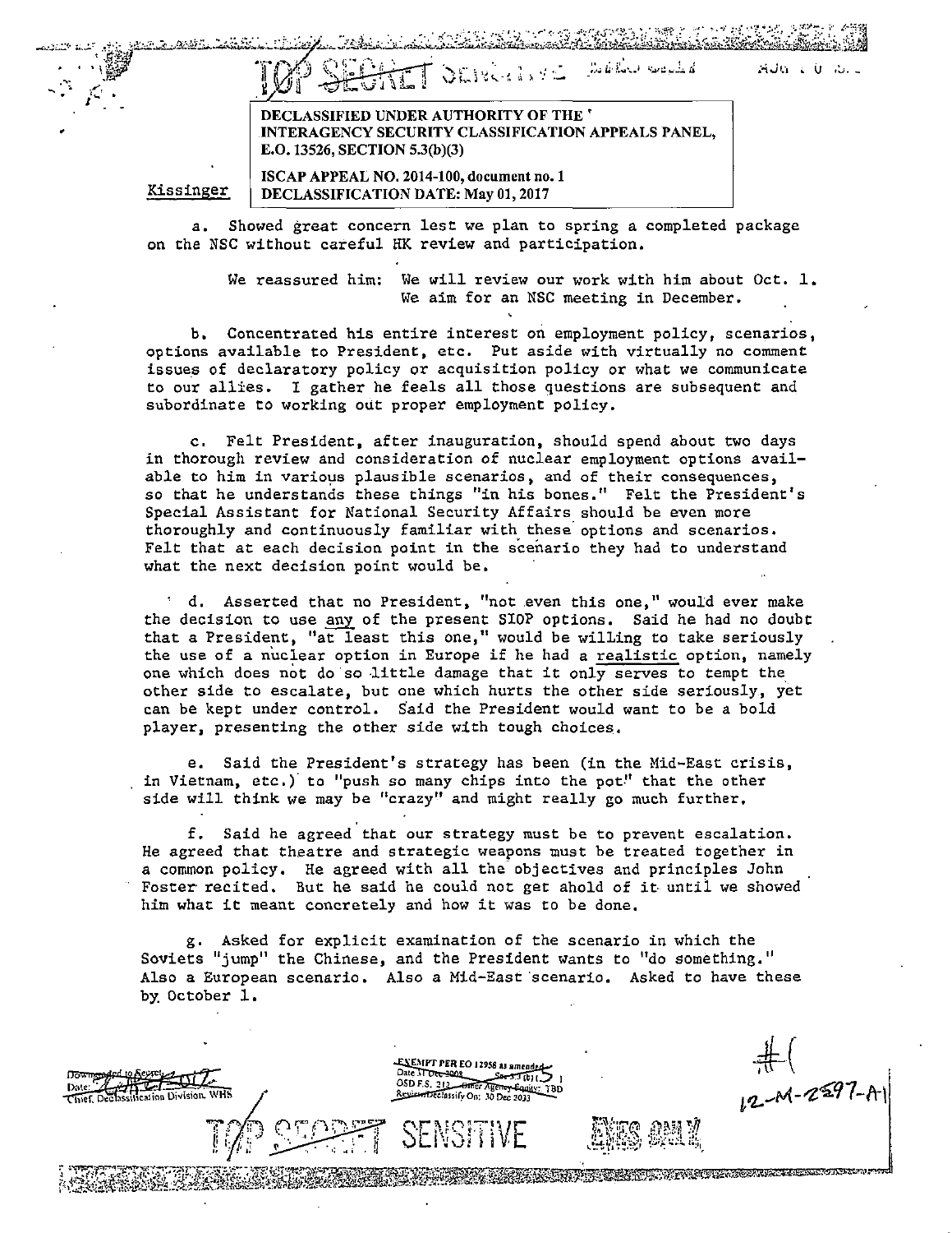TOP SECRET SENSITIVE

DECLASSIFIED UNDER AUTHORITY OF THE INTERAGENCY SECURITY CLASSIFICATION APPEALS PANEL, E.O. 13526, SECTION 5.3(b)(3)

ISCAP APPEAL NO. 2014-100, document no. 1
DECLASSIFICATION DATE: May 01, 2017

Kissinger

a. Showed great concern lest we plan to spring a completed package on the NSC without careful HK review and participation.

We reassured him: We will review our work with him about Oct. 1. We aim for an NSC meeting in December.

b. Concentrated his entire interest on employment policy, scenarios, options available to President, etc. Put aside with virtually no comment issues of declaratory policy or acquisition policy or what we communicate to our allies. I gather he feels all those questions are subsequent and subordinate to working out proper employment policy.

c. Felt President, after inauguration, should spend about two days in thorough review and consideration of nuclear employment options available to him in various plausible scenarios, and of their consequences, so that he understands these things "in his bones." Felt the President's Special Assistant for National Security Affairs should be even more thoroughly and continuously familiar with these options and scenarios. Felt that at each decision point in the scenario they had to understand what the next decision point would be.

d. Asserted that no President, "not even this one," would ever make the decision to use any of the present SIOP options. Said he had no doubt that a President, "at least this one," would be willing to take seriously the use of a nuclear option in Europe if he had a realistic option, namely one which does not do so little damage that it only serves to tempt the other side to escalate, but one which hurts the other side seriously, yet can be kept under control. Said the President would want to be a bold player, presenting the other side with tough choices.

e. Said the President's strategy has been (in the Mid-East crisis, in Vietnam, etc.) to "push so many chips into the pot" that the other side will think we may be "crazy" and might really go much further.

f. Said he agreed that our strategy must be to prevent escalation. He agreed that theatre and strategic weapons must be treated together in a common policy. He agreed with all the objectives and principles John Foster recited. But he said he could not get ahold of it until we showed him what it meant concretely and how it was to be done.

g. Asked for explicit examination of the scenario in which the Soviets "jump" the Chinese, and the President wants to "do something." Also a European scenario. Also a Mid-East scenario. Asked to have these by October 1.

Downgraded to Secret
Date:
Chief, Declassification Division, WHS

EXEMPT PER EO 12958 as amended
Date 31 Dec 2008 Sec 3.3(b)(5)
OSD F.S. 213 Other Agency Equity: TBD
Review/Declassify On: 30 Dec 2033

#1
12-M-2597-A1

TOP SECRET SENSITIVE EYES ONLY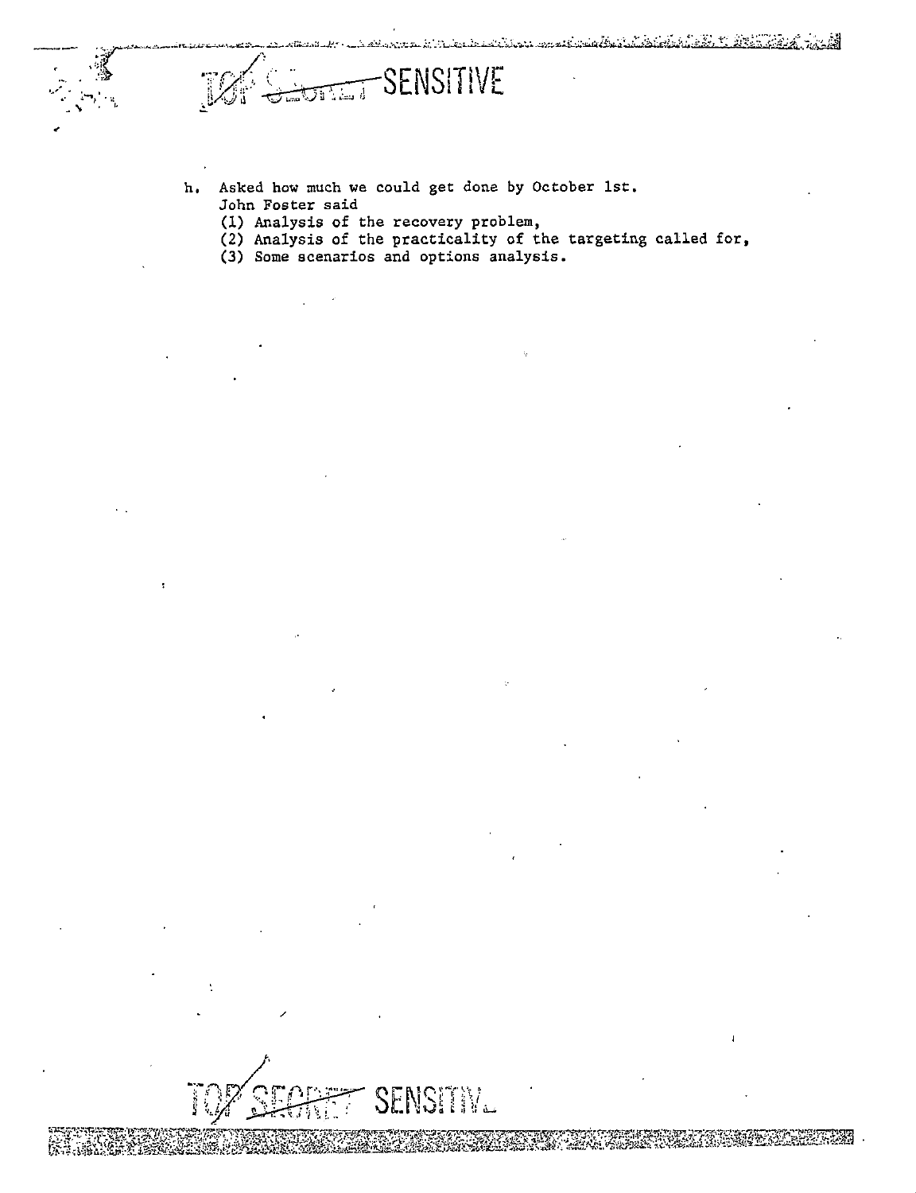TOP SECRET SENSITIVE

h. Asked how much we could get done by October 1st.
   John Foster said
   (1) Analysis of the recovery problem,
   (2) Analysis of the practicality of the targeting called for,
   (3) Some scenarios and options analysis.

TOP SECRET SENSITIVE